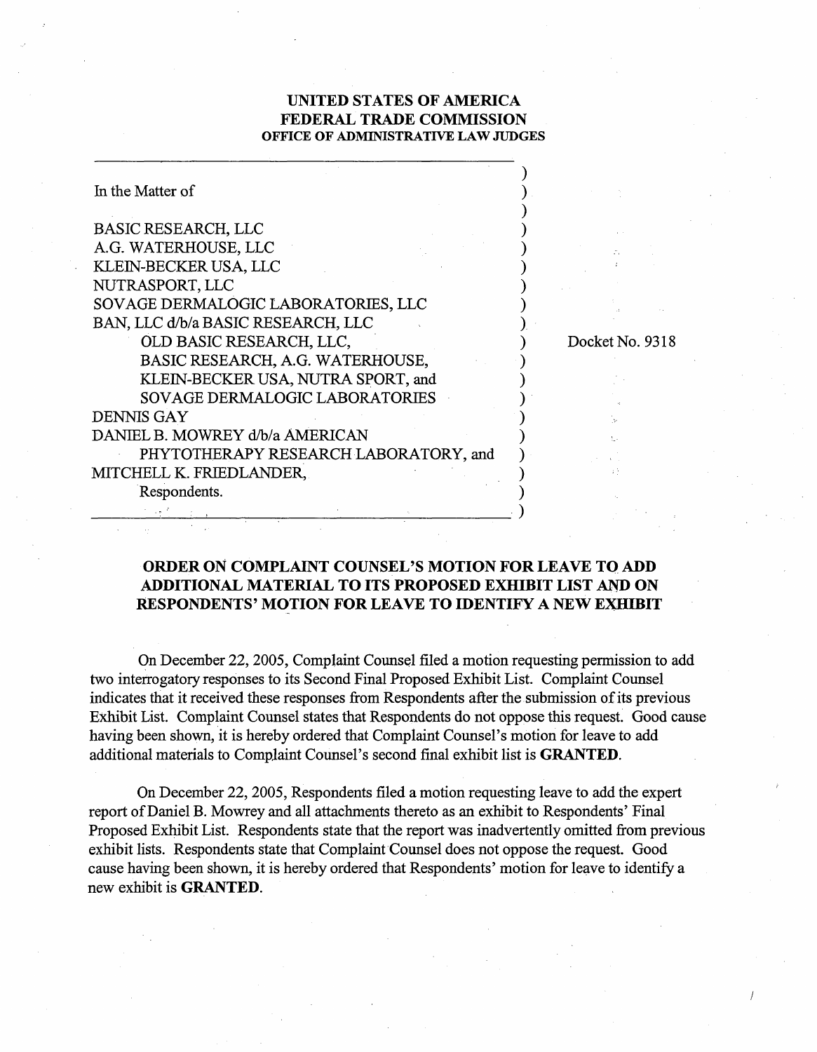# UNITED STATES OF AMERICA
# FEDERAL TRADE COMMISSION
## OFFICE OF ADMINISTRATIVE LAW JUDGES

In the Matter of

BASIC RESEARCH, LLC
A.G. WATERHOUSE, LLC
KLEIN-BECKER USA, LLC
NUTRASPORT, LLC
SOVAGE DERMALOGIC LABORATORIES, LLC
BAN, LLC d/b/a BASIC RESEARCH, LLC
OLD BASIC RESEARCH, LLC,
BASIC RESEARCH, A.G. WATERHOUSE,
KLEIN-BECKER USA, NUTRA SPORT, and
SOVAGE DERMALOGIC LABORATORIES
DENNIS GAY
DANIEL B. MOWREY d/b/a AMERICAN
PHYTOTHERAPY RESEARCH LABORATORY, and
MITCHELL K. FRIEDLANDER,
Respondents.

Docket No. 9318

## ORDER ON COMPLAINT COUNSEL'S MOTION FOR LEAVE TO ADD ADDITIONAL MATERIAL TO ITS PROPOSED EXHIBIT LIST AND ON RESPONDENTS' MOTION FOR LEAVE TO IDENTIFY A NEW EXHIBIT

On December 22, 2005, Complaint Counsel filed a motion requesting permission to add two interrogatory responses to its Second Final Proposed Exhibit List. Complaint Counsel indicates that it received these responses from Respondents after the submission of its previous Exhibit List. Complaint Counsel states that Respondents do not oppose this request. Good cause having been shown, it is hereby ordered that Complaint Counsel's motion for leave to add additional materials to Complaint Counsel's second final exhibit list is **GRANTED**.

On December 22, 2005, Respondents filed a motion requesting leave to add the expert report of Daniel B. Mowrey and all attachments thereto as an exhibit to Respondents' Final Proposed Exhibit List. Respondents state that the report was inadvertently omitted from previous exhibit lists. Respondents state that Complaint Counsel does not oppose the request. Good cause having been shown, it is hereby ordered that Respondents' motion for leave to identify a new exhibit is **GRANTED**.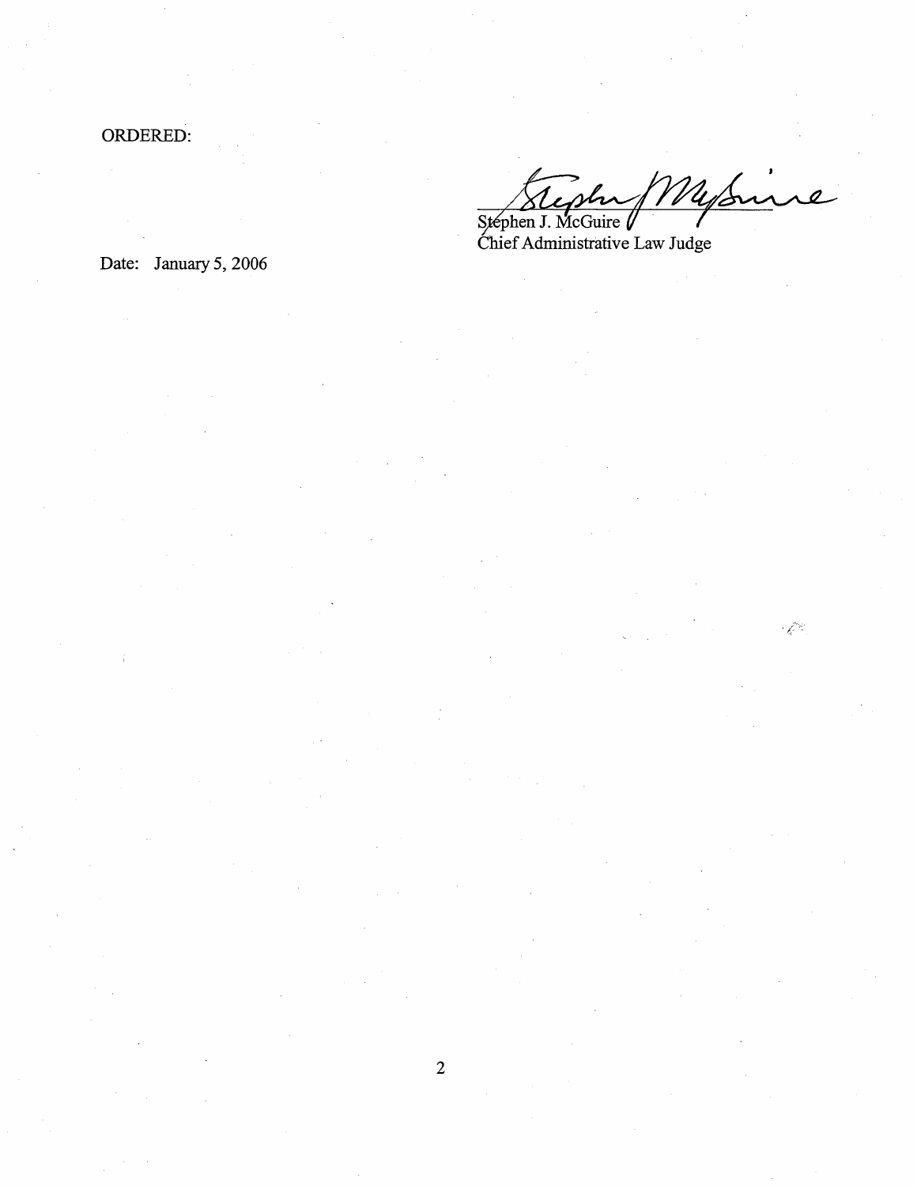ORDERED:

Stephen J. McGuire
Chief Administrative Law Judge

Date: January 5, 2006